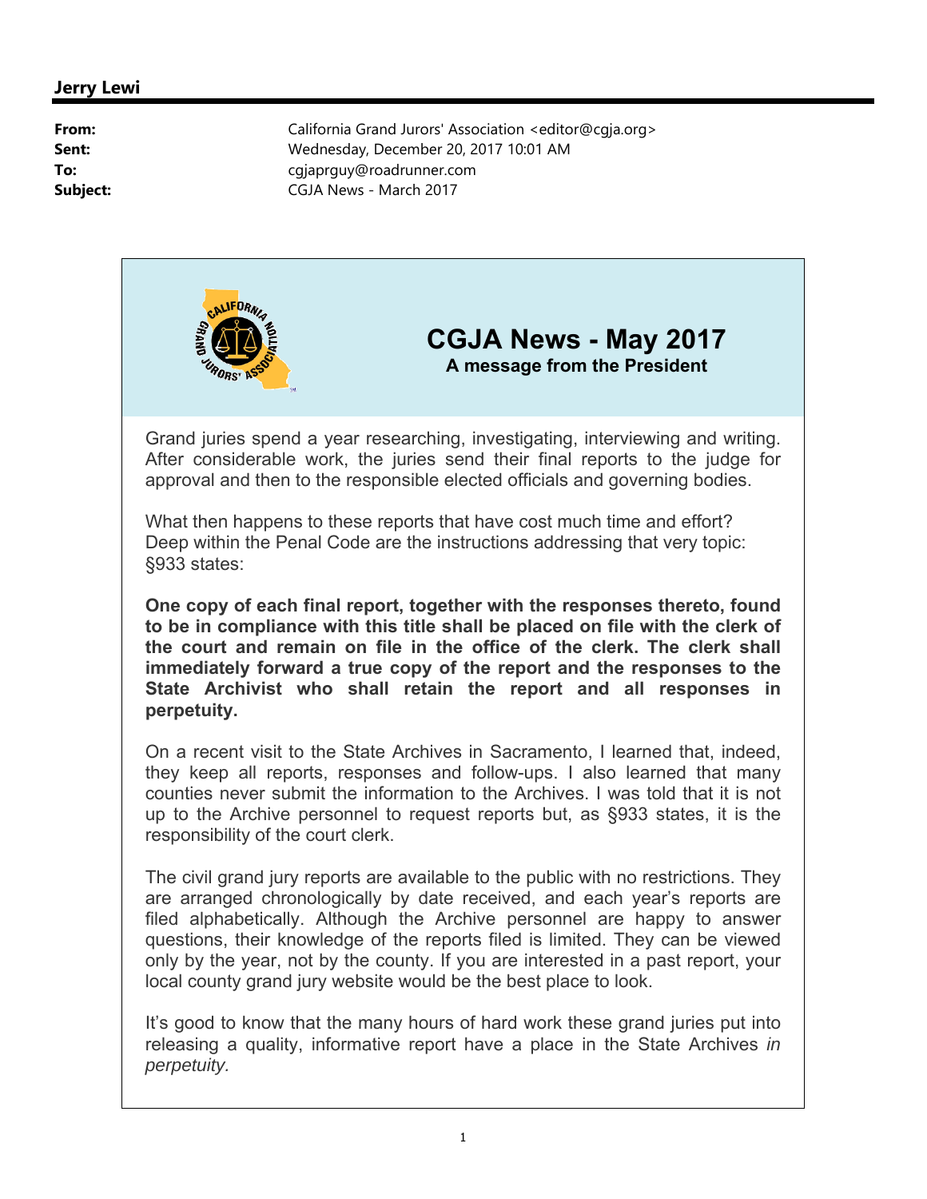**Jerry Lewi**

**From:** California Grand Jurors' Association <editor@cgja.org>
**Sent:** Wednesday, December 20, 2017 10:01 AM
**To:** cgjaprguy@roadrunner.com
**Subject:** CGJA News - March 2017

# CGJA News - May 2017

**A message from the President**

Grand juries spend a year researching, investigating, interviewing and writing. After considerable work, the juries send their final reports to the judge for approval and then to the responsible elected officials and governing bodies.

What then happens to these reports that have cost much time and effort? Deep within the Penal Code are the instructions addressing that very topic: §933 states:

**One copy of each final report, together with the responses thereto, found to be in compliance with this title shall be placed on file with the clerk of the court and remain on file in the office of the clerk. The clerk shall immediately forward a true copy of the report and the responses to the State Archivist who shall retain the report and all responses in perpetuity.**

On a recent visit to the State Archives in Sacramento, I learned that, indeed, they keep all reports, responses and follow-ups. I also learned that many counties never submit the information to the Archives. I was told that it is not up to the Archive personnel to request reports but, as §933 states, it is the responsibility of the court clerk.

The civil grand jury reports are available to the public with no restrictions. They are arranged chronologically by date received, and each year's reports are filed alphabetically. Although the Archive personnel are happy to answer questions, their knowledge of the reports filed is limited. They can be viewed only by the year, not by the county. If you are interested in a past report, your local county grand jury website would be the best place to look.

It's good to know that the many hours of hard work these grand juries put into releasing a quality, informative report have a place in the State Archives *in perpetuity.*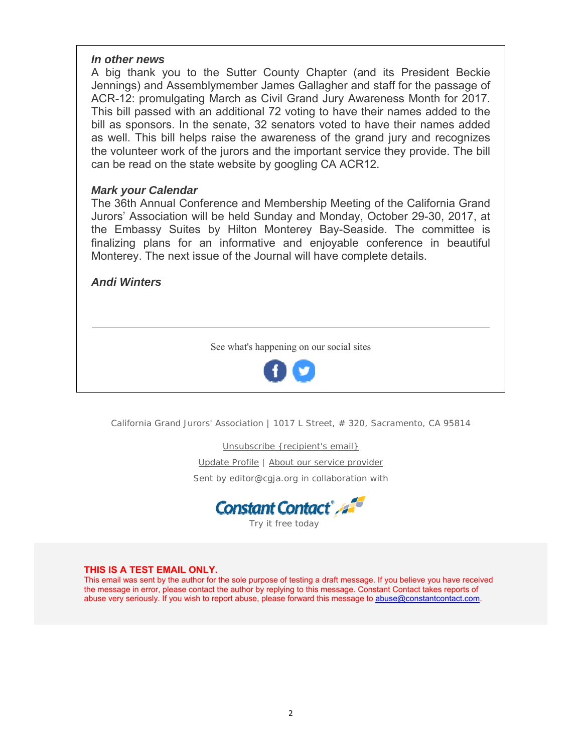***In other news***

A big thank you to the Sutter County Chapter (and its President Beckie Jennings) and Assemblymember James Gallagher and staff for the passage of ACR-12: promulgating March as Civil Grand Jury Awareness Month for 2017. This bill passed with an additional 72 voting to have their names added to the bill as sponsors. In the senate, 32 senators voted to have their names added as well. This bill helps raise the awareness of the grand jury and recognizes the volunteer work of the jurors and the important service they provide. The bill can be read on the state website by googling CA ACR12.

***Mark your Calendar***

The 36th Annual Conference and Membership Meeting of the California Grand Jurors' Association will be held Sunday and Monday, October 29-30, 2017, at the Embassy Suites by Hilton Monterey Bay-Seaside. The committee is finalizing plans for an informative and enjoyable conference in beautiful Monterey. The next issue of the Journal will have complete details.

***Andi Winters***

---

See what's happening on our social sites

California Grand Jurors' Association | 1017 L Street, # 320, Sacramento, CA 95814

Unsubscribe {recipient's email}

Update Profile | About our service provider

Sent by editor@cgja.org in collaboration with

Constant Contact®

Try it free today

**THIS IS A TEST EMAIL ONLY.**

This email was sent by the author for the sole purpose of testing a draft message. If you believe you have received the message in error, please contact the author by replying to this message. Constant Contact takes reports of abuse very seriously. If you wish to report abuse, please forward this message to abuse@constantcontact.com.